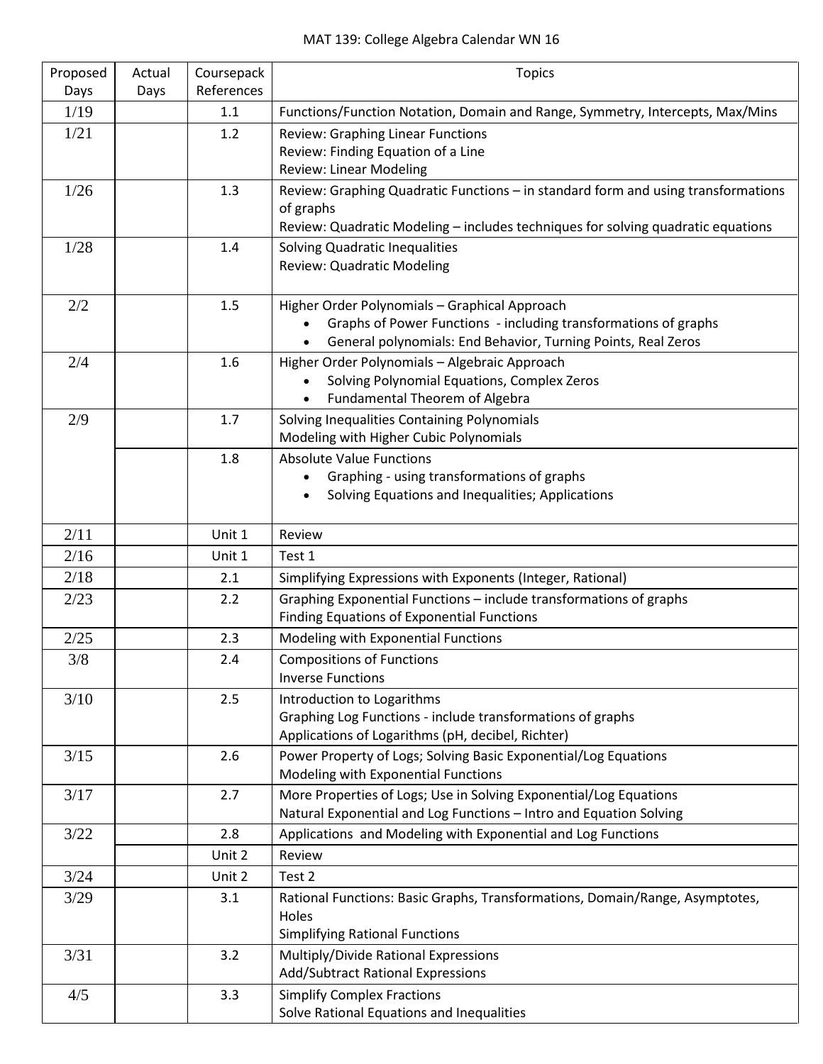MAT 139: College Algebra Calendar WN 16

| Proposed Days | Actual Days | Coursepack References | Topics |
|---|---|---|---|
| 1/19 | | 1.1 | Functions/Function Notation, Domain and Range, Symmetry, Intercepts, Max/Mins |
| 1/21 | | 1.2 | Review: Graphing Linear Functions<br>Review: Finding Equation of a Line<br>Review: Linear Modeling |
| 1/26 | | 1.3 | Review: Graphing Quadratic Functions – in standard form and using transformations of graphs<br>Review: Quadratic Modeling – includes techniques for solving quadratic equations |
| 1/28 | | 1.4 | Solving Quadratic Inequalities<br>Review: Quadratic Modeling |
| 2/2 | | 1.5 | Higher Order Polynomials – Graphical Approach<br>• Graphs of Power Functions - including transformations of graphs<br>• General polynomials: End Behavior, Turning Points, Real Zeros |
| 2/4 | | 1.6 | Higher Order Polynomials – Algebraic Approach<br>• Solving Polynomial Equations, Complex Zeros<br>• Fundamental Theorem of Algebra |
| 2/9 | | 1.7 | Solving Inequalities Containing Polynomials<br>Modeling with Higher Cubic Polynomials |
| | | 1.8 | Absolute Value Functions<br>• Graphing - using transformations of graphs<br>• Solving Equations and Inequalities; Applications |
| 2/11 | | Unit 1 | Review |
| 2/16 | | Unit 1 | Test 1 |
| 2/18 | | 2.1 | Simplifying Expressions with Exponents (Integer, Rational) |
| 2/23 | | 2.2 | Graphing Exponential Functions – include transformations of graphs<br>Finding Equations of Exponential Functions |
| 2/25 | | 2.3 | Modeling with Exponential Functions |
| 3/8 | | 2.4 | Compositions of Functions<br>Inverse Functions |
| 3/10 | | 2.5 | Introduction to Logarithms<br>Graphing Log Functions - include transformations of graphs<br>Applications of Logarithms (pH, decibel, Richter) |
| 3/15 | | 2.6 | Power Property of Logs; Solving Basic Exponential/Log Equations<br>Modeling with Exponential Functions |
| 3/17 | | 2.7 | More Properties of Logs; Use in Solving Exponential/Log Equations<br>Natural Exponential and Log Functions – Intro and Equation Solving |
| 3/22 | | 2.8 | Applications and Modeling with Exponential and Log Functions |
| | | Unit 2 | Review |
| 3/24 | | Unit 2 | Test 2 |
| 3/29 | | 3.1 | Rational Functions: Basic Graphs, Transformations, Domain/Range, Asymptotes, Holes<br>Simplifying Rational Functions |
| 3/31 | | 3.2 | Multiply/Divide Rational Expressions<br>Add/Subtract Rational Expressions |
| 4/5 | | 3.3 | Simplify Complex Fractions<br>Solve Rational Equations and Inequalities |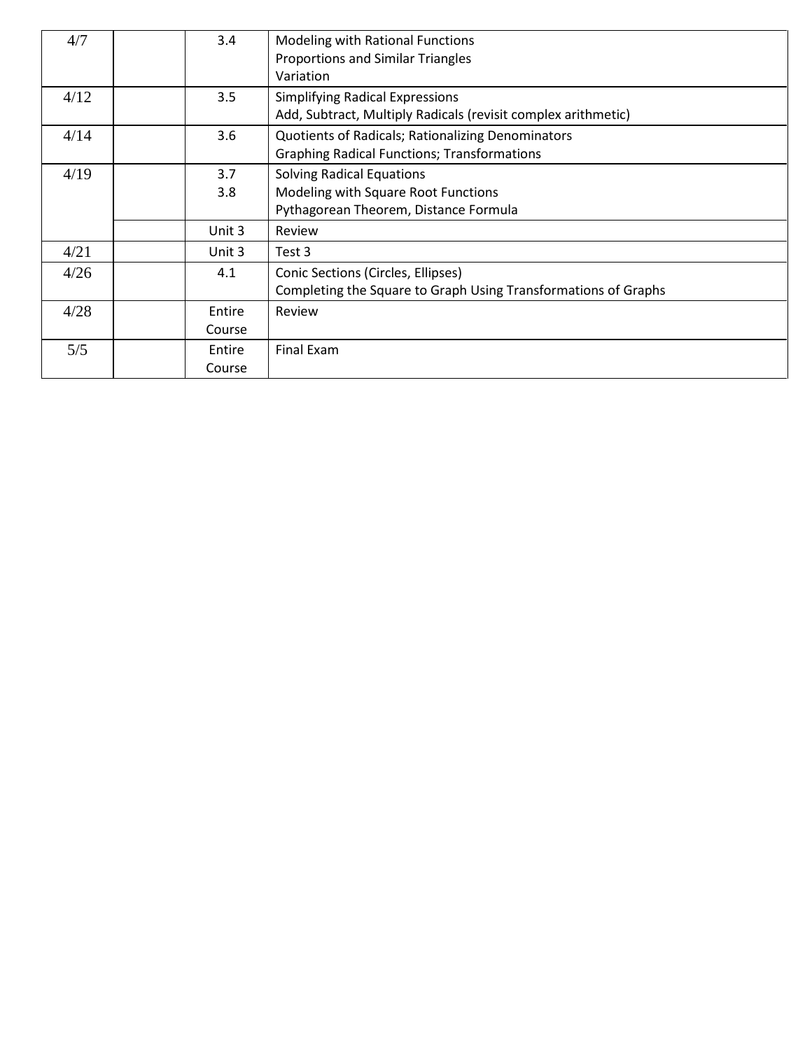| | | | |
|---|---|---|---|
| 4/7 | | 3.4 | Modeling with Rational Functions<br>Proportions and Similar Triangles<br>Variation |
| 4/12 | | 3.5 | Simplifying Radical Expressions<br>Add, Subtract, Multiply Radicals (revisit complex arithmetic) |
| 4/14 | | 3.6 | Quotients of Radicals; Rationalizing Denominators<br>Graphing Radical Functions; Transformations |
| 4/19 | | 3.7<br>3.8 | Solving Radical Equations<br>Modeling with Square Root Functions<br>Pythagorean Theorem, Distance Formula |
| | | Unit 3 | Review |
| 4/21 | | Unit 3 | Test 3 |
| 4/26 | | 4.1 | Conic Sections (Circles, Ellipses)<br>Completing the Square to Graph Using Transformations of Graphs |
| 4/28 | | Entire Course | Review |
| 5/5 | | Entire Course | Final Exam |